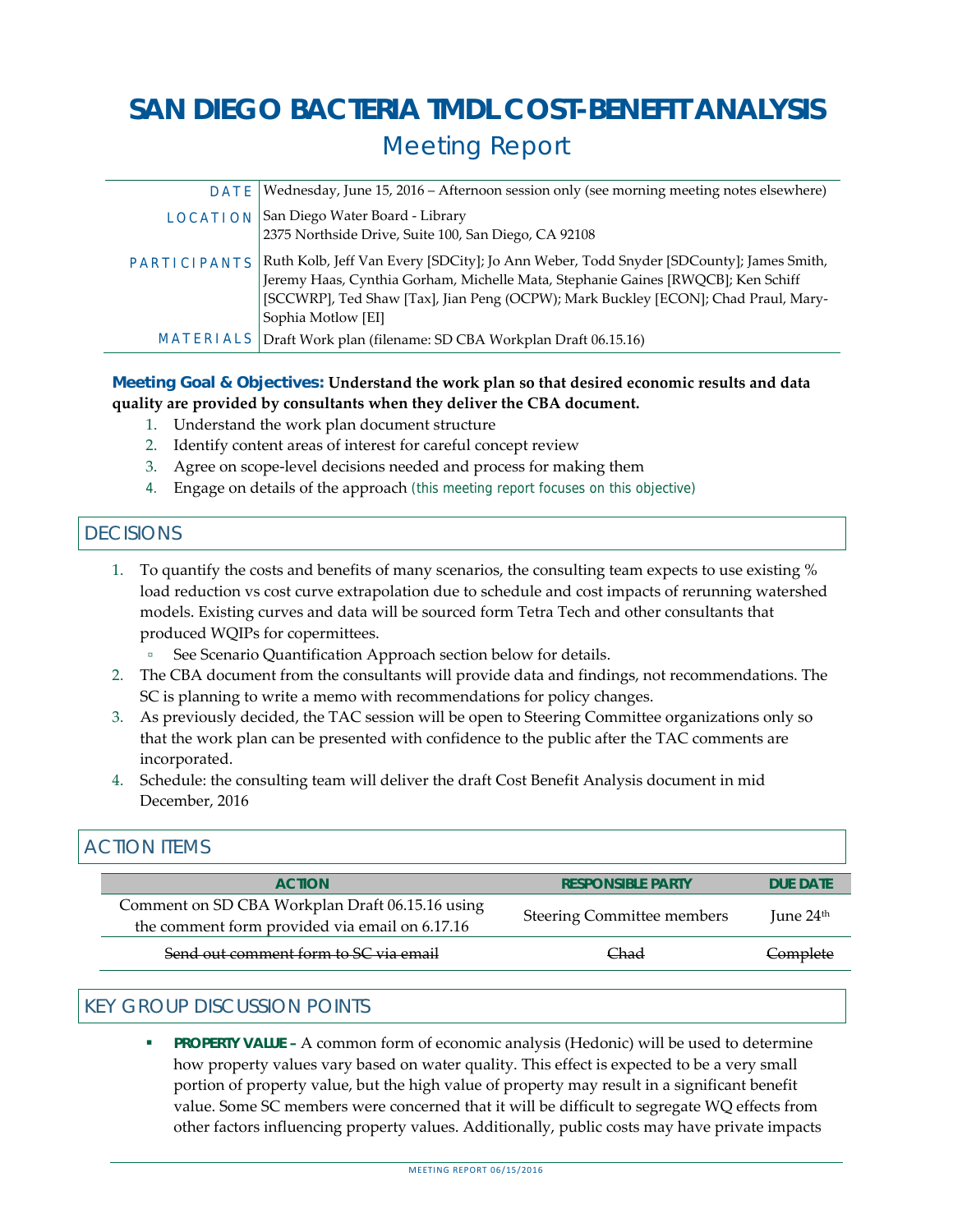# SAN DIEGO BACTERIA TMDL COST-BENEFIT ANALYSIS

## Meeting Report

| | |
|---|---|
| DATE | Wednesday, June 15, 2016 – Afternoon session only (see morning meeting notes elsewhere) |
| LOCATION | San Diego Water Board - Library<br>2375 Northside Drive, Suite 100, San Diego, CA 92108 |
| PARTICIPANTS | Ruth Kolb, Jeff Van Every [SDCity]; Jo Ann Weber, Todd Snyder [SDCounty]; James Smith, Jeremy Haas, Cynthia Gorham, Michelle Mata, Stephanie Gaines [RWQCB]; Ken Schiff [SCCWRP], Ted Shaw [Tax], Jian Peng (OCPW); Mark Buckley [ECON]; Chad Praul, Mary-Sophia Motlow [EI] |
| MATERIALS | Draft Work plan (filename: SD CBA Workplan Draft 06.15.16) |

**Meeting Goal & Objectives: Understand the work plan so that desired economic results and data quality are provided by consultants when they deliver the CBA document.**

1. Understand the work plan document structure
2. Identify content areas of interest for careful concept review
3. Agree on scope-level decisions needed and process for making them
4. Engage on details of the approach (this meeting report focuses on this objective)

## DECISIONS

1. To quantify the costs and benefits of many scenarios, the consulting team expects to use existing % load reduction vs cost curve extrapolation due to schedule and cost impacts of rerunning watershed models. Existing curves and data will be sourced form Tetra Tech and other consultants that produced WQIPs for copermittees.
   - See Scenario Quantification Approach section below for details.
2. The CBA document from the consultants will provide data and findings, not recommendations. The SC is planning to write a memo with recommendations for policy changes.
3. As previously decided, the TAC session will be open to Steering Committee organizations only so that the work plan can be presented with confidence to the public after the TAC comments are incorporated.
4. Schedule: the consulting team will deliver the draft Cost Benefit Analysis document in mid December, 2016

## ACTION ITEMS

| ACTION | RESPONSIBLE PARTY | DUE DATE |
|---|---|---|
| Comment on SD CBA Workplan Draft 06.15.16 using the comment form provided via email on 6.17.16 | Steering Committee members | June 24th |
| ~~Send out comment form to SC via email~~ | ~~Chad~~ | ~~Complete~~ |

## KEY GROUP DISCUSSION POINTS

- **PROPERTY VALUE –** A common form of economic analysis (Hedonic) will be used to determine how property values vary based on water quality. This effect is expected to be a very small portion of property value, but the high value of property may result in a significant benefit value. Some SC members were concerned that it will be difficult to segregate WQ effects from other factors influencing property values. Additionally, public costs may have private impacts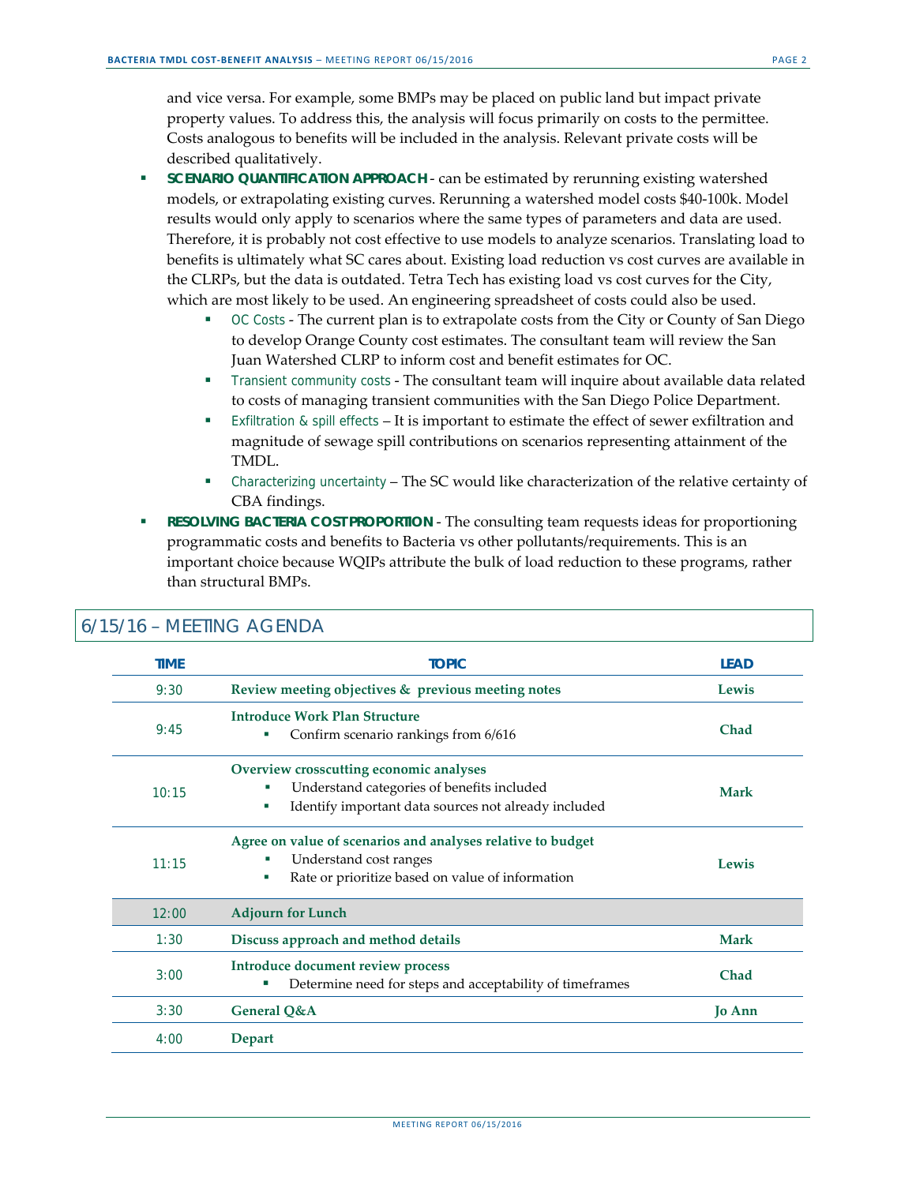and vice versa. For example, some BMPs may be placed on public land but impact private property values. To address this, the analysis will focus primarily on costs to the permittee. Costs analogous to benefits will be included in the analysis. Relevant private costs will be described qualitatively.

- **SCENARIO QUANTIFICATION APPROACH** - can be estimated by rerunning existing watershed models, or extrapolating existing curves. Rerunning a watershed model costs $40-100k. Model results would only apply to scenarios where the same types of parameters and data are used. Therefore, it is probably not cost effective to use models to analyze scenarios. Translating load to benefits is ultimately what SC cares about. Existing load reduction vs cost curves are available in the CLRPs, but the data is outdated. Tetra Tech has existing load vs cost curves for the City, which are most likely to be used. An engineering spreadsheet of costs could also be used.
  - OC Costs - The current plan is to extrapolate costs from the City or County of San Diego to develop Orange County cost estimates. The consultant team will review the San Juan Watershed CLRP to inform cost and benefit estimates for OC.
  - Transient community costs - The consultant team will inquire about available data related to costs of managing transient communities with the San Diego Police Department.
  - Exfiltration & spill effects – It is important to estimate the effect of sewer exfiltration and magnitude of sewage spill contributions on scenarios representing attainment of the TMDL.
  - Characterizing uncertainty – The SC would like characterization of the relative certainty of CBA findings.
- **RESOLVING BACTERIA COST PROPORTION** - The consulting team requests ideas for proportioning programmatic costs and benefits to Bacteria vs other pollutants/requirements. This is an important choice because WQIPs attribute the bulk of load reduction to these programs, rather than structural BMPs.

## 6/15/16 – MEETING AGENDA

| TIME | TOPIC | LEAD |
|---|---|---|
| 9:30 | **Review meeting objectives & previous meeting notes** | **Lewis** |
| 9:45 | **Introduce Work Plan Structure**<br>▪ Confirm scenario rankings from 6/616 | **Chad** |
| 10:15 | **Overview crosscutting economic analyses**<br>▪ Understand categories of benefits included<br>▪ Identify important data sources not already included | **Mark** |
| 11:15 | **Agree on value of scenarios and analyses relative to budget**<br>▪ Understand cost ranges<br>▪ Rate or prioritize based on value of information | **Lewis** |
| 12:00 | **Adjourn for Lunch** | |
| 1:30 | **Discuss approach and method details** | **Mark** |
| 3:00 | **Introduce document review process**<br>▪ Determine need for steps and acceptability of timeframes | **Chad** |
| 3:30 | **General Q&A** | **Jo Ann** |
| 4:00 | **Depart** | |